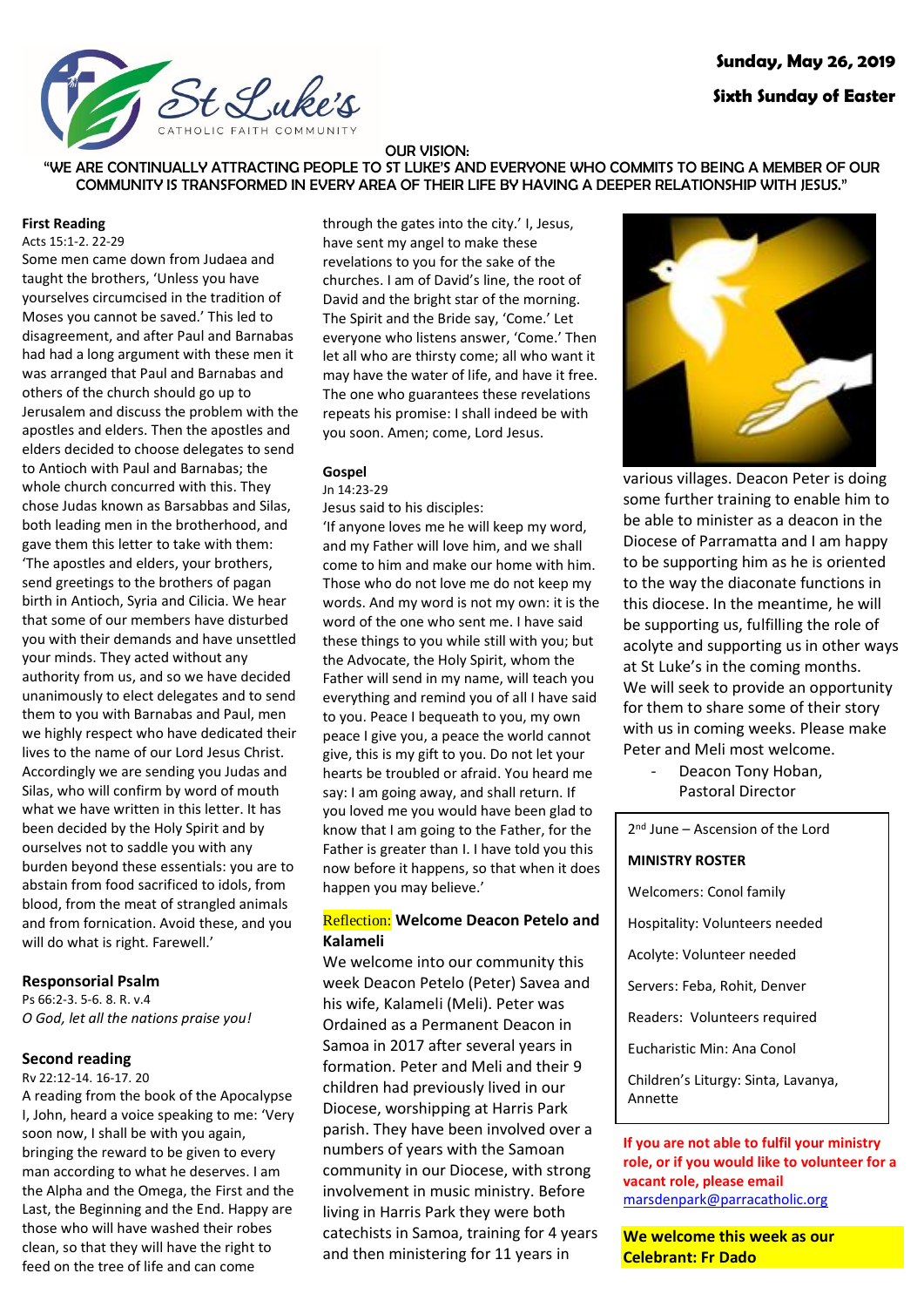**Sunday, May 26, 2019**

**Sixth Sunday of Easter**

St Luke's CATHOLIC FAITH COMMUNITY

OUR VISION:

"WE ARE CONTINUALLY ATTRACTING PEOPLE TO ST LUKE'S AND EVERYONE WHO COMMITS TO BEING A MEMBER OF OUR COMMUNITY IS TRANSFORMED IN EVERY AREA OF THEIR LIFE BY HAVING A DEEPER RELATIONSHIP WITH JESUS."

**First Reading**

Acts 15:1-2. 22-29

Some men came down from Judaea and taught the brothers, 'Unless you have yourselves circumcised in the tradition of Moses you cannot be saved.' This led to disagreement, and after Paul and Barnabas had had a long argument with these men it was arranged that Paul and Barnabas and others of the church should go up to Jerusalem and discuss the problem with the apostles and elders. Then the apostles and elders decided to choose delegates to send to Antioch with Paul and Barnabas; the whole church concurred with this. They chose Judas known as Barsabbas and Silas, both leading men in the brotherhood, and gave them this letter to take with them: 'The apostles and elders, your brothers, send greetings to the brothers of pagan birth in Antioch, Syria and Cilicia. We hear that some of our members have disturbed you with their demands and have unsettled your minds. They acted without any authority from us, and so we have decided unanimously to elect delegates and to send them to you with Barnabas and Paul, men we highly respect who have dedicated their lives to the name of our Lord Jesus Christ. Accordingly we are sending you Judas and Silas, who will confirm by word of mouth what we have written in this letter. It has been decided by the Holy Spirit and by ourselves not to saddle you with any burden beyond these essentials: you are to abstain from food sacrificed to idols, from blood, from the meat of strangled animals and from fornication. Avoid these, and you will do what is right. Farewell.'

**Responsorial Psalm**

Ps 66:2-3. 5-6. 8. R. v.4

*O God, let all the nations praise you!*

**Second reading**

Rv 22:12-14. 16-17. 20

A reading from the book of the Apocalypse I, John, heard a voice speaking to me: 'Very soon now, I shall be with you again, bringing the reward to be given to every man according to what he deserves. I am the Alpha and the Omega, the First and the Last, the Beginning and the End. Happy are those who will have washed their robes clean, so that they will have the right to feed on the tree of life and can come through the gates into the city.' I, Jesus, have sent my angel to make these revelations to you for the sake of the churches. I am of David's line, the root of David and the bright star of the morning. The Spirit and the Bride say, 'Come.' Let everyone who listens answer, 'Come.' Then let all who are thirsty come; all who want it may have the water of life, and have it free. The one who guarantees these revelations repeats his promise: I shall indeed be with you soon. Amen; come, Lord Jesus.

**Gospel**

Jn 14:23-29

Jesus said to his disciples:

'If anyone loves me he will keep my word, and my Father will love him, and we shall come to him and make our home with him. Those who do not love me do not keep my words. And my word is not my own: it is the word of the one who sent me. I have said these things to you while still with you; but the Advocate, the Holy Spirit, whom the Father will send in my name, will teach you everything and remind you of all I have said to you. Peace I bequeath to you, my own peace I give you, a peace the world cannot give, this is my gift to you. Do not let your hearts be troubled or afraid. You heard me say: I am going away, and shall return. If you loved me you would have been glad to know that I am going to the Father, for the Father is greater than I. I have told you this now before it happens, so that when it does happen you may believe.'

Reflection: **Welcome Deacon Petelo and Kalameli**

We welcome into our community this week Deacon Petelo (Peter) Savea and his wife, Kalameli (Meli). Peter was Ordained as a Permanent Deacon in Samoa in 2017 after several years in formation. Peter and Meli and their 9 children had previously lived in our Diocese, worshipping at Harris Park parish. They have been involved over a numbers of years with the Samoan community in our Diocese, with strong involvement in music ministry. Before living in Harris Park they were both catechists in Samoa, training for 4 years and then ministering for 11 years in various villages. Deacon Peter is doing some further training to enable him to be able to minister as a deacon in the Diocese of Parramatta and I am happy to be supporting him as he is oriented to the way the diaconate functions in this diocese. In the meantime, he will be supporting us, fulfilling the role of acolyte and supporting us in other ways at St Luke's in the coming months.

We will seek to provide an opportunity for them to share some of their story with us in coming weeks. Please make Peter and Meli most welcome.

- Deacon Tony Hoban, Pastoral Director

2nd June – Ascension of the Lord

**MINISTRY ROSTER**

Welcomers: Conol family

Hospitality: Volunteers needed

Acolyte: Volunteer needed

Servers: Feba, Rohit, Denver

Readers: Volunteers required

Eucharistic Min: Ana Conol

Children's Liturgy: Sinta, Lavanya, Annette

**If you are not able to fulfil your ministry role, or if you would like to volunteer for a vacant role, please email** marsdenpark@parracatholic.org

**We welcome this week as our Celebrant: Fr Dado**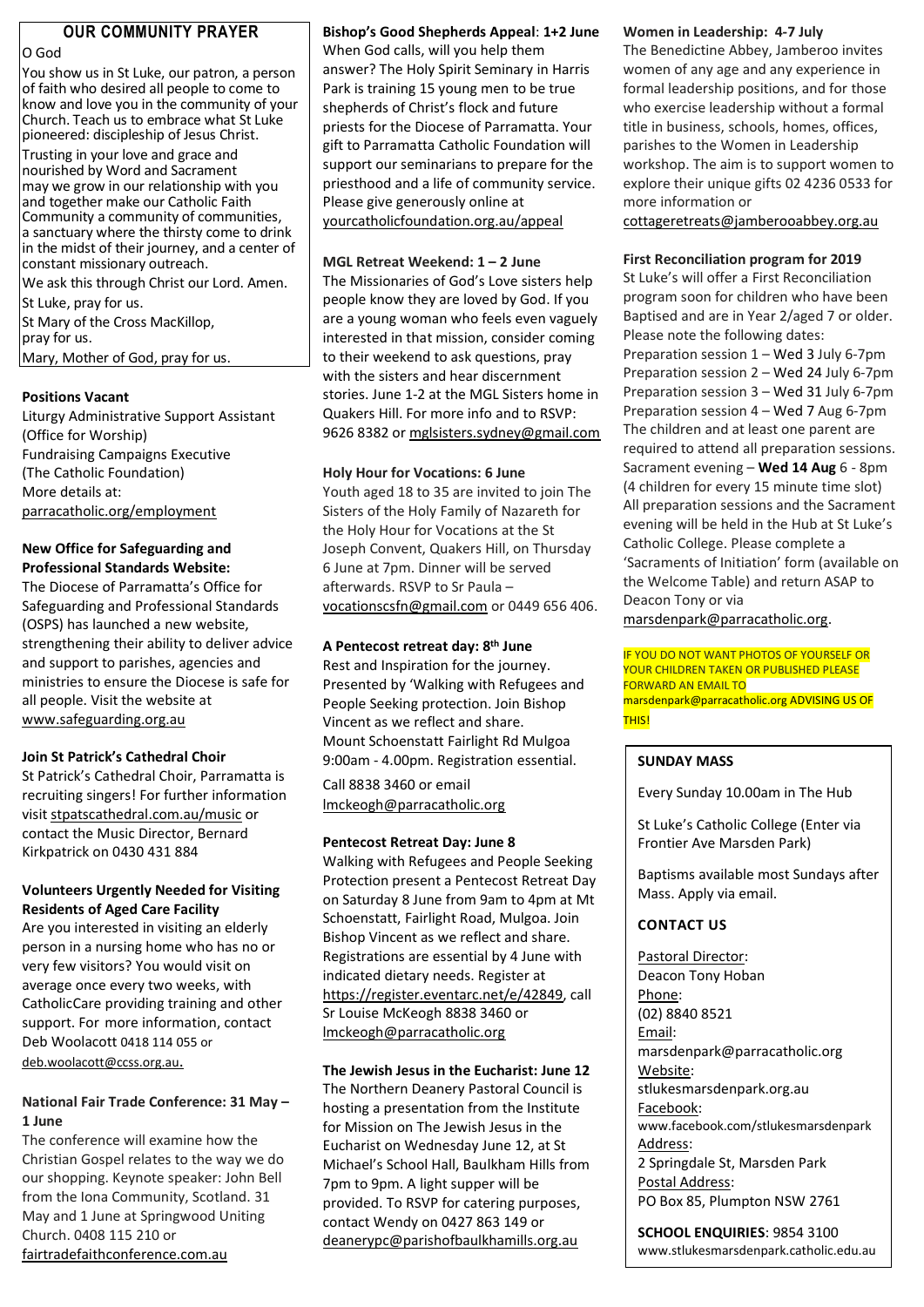## OUR COMMUNITY PRAYER

O God

You show us in St Luke, our patron, a person of faith who desired all people to come to know and love you in the community of your Church. Teach us to embrace what St Luke pioneered: discipleship of Jesus Christ.

Trusting in your love and grace and nourished by Word and Sacrament may we grow in our relationship with you and together make our Catholic Faith Community a community of communities, a sanctuary where the thirsty come to drink in the midst of their journey, and a center of constant missionary outreach.

We ask this through Christ our Lord. Amen.

St Luke, pray for us.

St Mary of the Cross MacKillop, pray for us.

Mary, Mother of God, pray for us.

**Positions Vacant**

Liturgy Administrative Support Assistant (Office for Worship)
Fundraising Campaigns Executive (The Catholic Foundation)
More details at:
parracatholic.org/employment

**New Office for Safeguarding and Professional Standards Website:**

The Diocese of Parramatta's Office for Safeguarding and Professional Standards (OSPS) has launched a new website, strengthening their ability to deliver advice and support to parishes, agencies and ministries to ensure the Diocese is safe for all people. Visit the website at www.safeguarding.org.au

**Join St Patrick's Cathedral Choir**

St Patrick's Cathedral Choir, Parramatta is recruiting singers! For further information visit stpatscathedral.com.au/music or contact the Music Director, Bernard Kirkpatrick on 0430 431 884

**Volunteers Urgently Needed for Visiting Residents of Aged Care Facility**

Are you interested in visiting an elderly person in a nursing home who has no or very few visitors? You would visit on average once every two weeks, with CatholicCare providing training and other support. For more information, contact Deb Woolacott 0418 114 055 or deb.woolacott@ccss.org.au.

**National Fair Trade Conference: 31 May – 1 June**

The conference will examine how the Christian Gospel relates to the way we do our shopping. Keynote speaker: John Bell from the Iona Community, Scotland. 31 May and 1 June at Springwood Uniting Church. 0408 115 210 or fairtradefaithconference.com.au

**Bishop's Good Shepherds Appeal**: **1+2 June**

When God calls, will you help them answer? The Holy Spirit Seminary in Harris Park is training 15 young men to be true shepherds of Christ's flock and future priests for the Diocese of Parramatta. Your gift to Parramatta Catholic Foundation will support our seminarians to prepare for the priesthood and a life of community service. Please give generously online at yourcatholicfoundation.org.au/appeal

**MGL Retreat Weekend: 1 – 2 June**

The Missionaries of God's Love sisters help people know they are loved by God. If you are a young woman who feels even vaguely interested in that mission, consider coming to their weekend to ask questions, pray with the sisters and hear discernment stories. June 1-2 at the MGL Sisters home in Quakers Hill. For more info and to RSVP: 9626 8382 or mglsisters.sydney@gmail.com

**Holy Hour for Vocations: 6 June**

Youth aged 18 to 35 are invited to join The Sisters of the Holy Family of Nazareth for the Holy Hour for Vocations at the St Joseph Convent, Quakers Hill, on Thursday 6 June at 7pm. Dinner will be served afterwards. RSVP to Sr Paula – vocationscsfn@gmail.com or 0449 656 406.

**A Pentecost retreat day: 8th June**

Rest and Inspiration for the journey. Presented by 'Walking with Refugees and People Seeking protection. Join Bishop Vincent as we reflect and share. Mount Schoenstatt Fairlight Rd Mulgoa 9:00am - 4.00pm. Registration essential.

Call 8838 3460 or email lmckeogh@parracatholic.org

**Pentecost Retreat Day: June 8**

Walking with Refugees and People Seeking Protection present a Pentecost Retreat Day on Saturday 8 June from 9am to 4pm at Mt Schoenstatt, Fairlight Road, Mulgoa. Join Bishop Vincent as we reflect and share. Registrations are essential by 4 June with indicated dietary needs. Register at https://register.eventarc.net/e/42849, call Sr Louise McKeogh 8838 3460 or lmckeogh@parracatholic.org

**The Jewish Jesus in the Eucharist: June 12**

The Northern Deanery Pastoral Council is hosting a presentation from the Institute for Mission on The Jewish Jesus in the Eucharist on Wednesday June 12, at St Michael's School Hall, Baulkham Hills from 7pm to 9pm. A light supper will be provided. To RSVP for catering purposes, contact Wendy on 0427 863 149 or deanerypc@parishofbaulkhamills.org.au

**Women in Leadership: 4-7 July**

The Benedictine Abbey, Jamberoo invites women of any age and any experience in formal leadership positions, and for those who exercise leadership without a formal title in business, schools, homes, offices, parishes to the Women in Leadership workshop. The aim is to support women to explore their unique gifts 02 4236 0533 for more information or cottageretreats@jamberooabbey.org.au

**First Reconciliation program for 2019**

St Luke's will offer a First Reconciliation program soon for children who have been Baptised and are in Year 2/aged 7 or older. Please note the following dates:
Preparation session 1 – Wed 3 July 6-7pm
Preparation session 2 – Wed 24 July 6-7pm
Preparation session 3 – Wed 31 July 6-7pm
Preparation session 4 – Wed 7 Aug 6-7pm
The children and at least one parent are required to attend all preparation sessions.
Sacrament evening – **Wed 14 Aug** 6 - 8pm (4 children for every 15 minute time slot)
All preparation sessions and the Sacrament evening will be held in the Hub at St Luke's Catholic College. Please complete a 'Sacraments of Initiation' form (available on the Welcome Table) and return ASAP to Deacon Tony or via marsdenpark@parracatholic.org.

IF YOU DO NOT WANT PHOTOS OF YOURSELF OR YOUR CHILDREN TAKEN OR PUBLISHED PLEASE FORWARD AN EMAIL TO marsdenpark@parracatholic.org ADVISING US OF THIS!

**SUNDAY MASS**

Every Sunday 10.00am in The Hub

St Luke's Catholic College (Enter via Frontier Ave Marsden Park)

Baptisms available most Sundays after Mass. Apply via email.

**CONTACT US**

Pastoral Director:
Deacon Tony Hoban
Phone:
(02) 8840 8521
Email:
marsdenpark@parracatholic.org
Website:
stlukesmarsdenpark.org.au
Facebook:
www.facebook.com/stlukesmarsdenpark
Address:
2 Springdale St, Marsden Park
Postal Address:
PO Box 85, Plumpton NSW 2761

**SCHOOL ENQUIRIES**: 9854 3100
www.stlukesmarsdenpark.catholic.edu.au